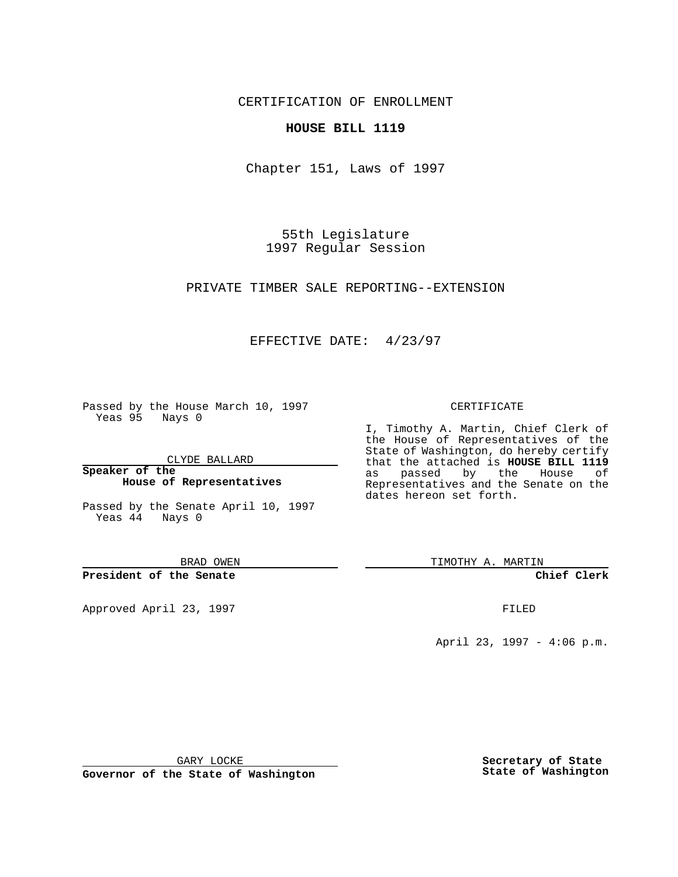CERTIFICATION OF ENROLLMENT

**HOUSE BILL 1119**

Chapter 151, Laws of 1997

55th Legislature
1997 Regular Session

PRIVATE TIMBER SALE REPORTING--EXTENSION

EFFECTIVE DATE: 4/23/97

Passed by the House March 10, 1997
Yeas 95 Nays 0

CLYDE BALLARD

**Speaker of the House of Representatives**

Passed by the Senate April 10, 1997
Yeas 44 Nays 0

BRAD OWEN

**President of the Senate**

Approved April 23, 1997

GARY LOCKE

**Governor of the State of Washington**

CERTIFICATE

I, Timothy A. Martin, Chief Clerk of the House of Representatives of the State of Washington, do hereby certify that the attached is **HOUSE BILL 1119** as passed by the House of Representatives and the Senate on the dates hereon set forth.

TIMOTHY A. MARTIN

**Chief Clerk**

FILED

April 23, 1997 - 4:06 p.m.

**Secretary of State**
**State of Washington**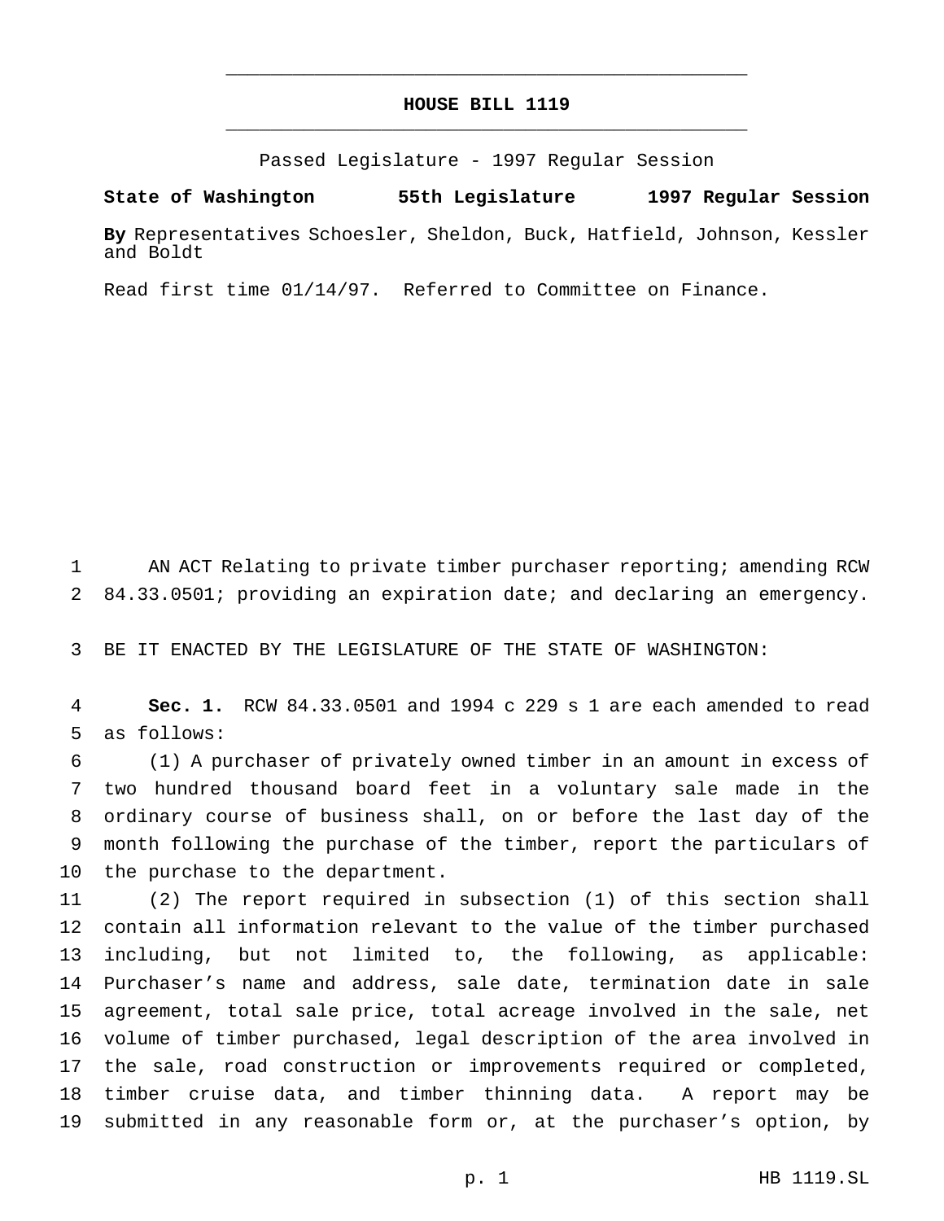# HOUSE BILL 1119

Passed Legislature - 1997 Regular Session

**State of Washington 55th Legislature 1997 Regular Session**

**By** Representatives Schoesler, Sheldon, Buck, Hatfield, Johnson, Kessler and Boldt

Read first time 01/14/97. Referred to Committee on Finance.

1 AN ACT Relating to private timber purchaser reporting; amending RCW
2 84.33.0501; providing an expiration date; and declaring an emergency.

3 BE IT ENACTED BY THE LEGISLATURE OF THE STATE OF WASHINGTON:

4 **Sec. 1.** RCW 84.33.0501 and 1994 c 229 s 1 are each amended to read
5 as follows:

6 (1) A purchaser of privately owned timber in an amount in excess of
7 two hundred thousand board feet in a voluntary sale made in the
8 ordinary course of business shall, on or before the last day of the
9 month following the purchase of the timber, report the particulars of
10 the purchase to the department.

11 (2) The report required in subsection (1) of this section shall
12 contain all information relevant to the value of the timber purchased
13 including, but not limited to, the following, as applicable:
14 Purchaser's name and address, sale date, termination date in sale
15 agreement, total sale price, total acreage involved in the sale, net
16 volume of timber purchased, legal description of the area involved in
17 the sale, road construction or improvements required or completed,
18 timber cruise data, and timber thinning data. A report may be
19 submitted in any reasonable form or, at the purchaser's option, by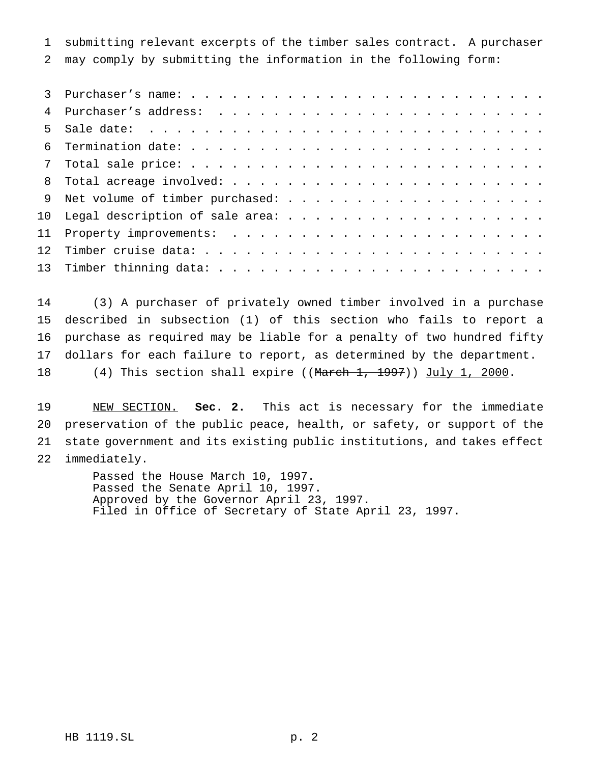submitting relevant excerpts of the timber sales contract. A purchaser may comply by submitting the information in the following form:

Purchaser's name: . . . . . . . . . . . . . . . . . . . . . . . . . . . .
Purchaser's address: . . . . . . . . . . . . . . . . . . . . . . . . . . .
Sale date: . . . . . . . . . . . . . . . . . . . . . . . . . . . . . . . .
Termination date: . . . . . . . . . . . . . . . . . . . . . . . . . . . .
Total sale price: . . . . . . . . . . . . . . . . . . . . . . . . . . . .
Total acreage involved: . . . . . . . . . . . . . . . . . . . . . . . . .
Net volume of timber purchased: . . . . . . . . . . . . . . . . . . . . .
Legal description of sale area: . . . . . . . . . . . . . . . . . . . . .
Property improvements: . . . . . . . . . . . . . . . . . . . . . . . . . .
Timber cruise data: . . . . . . . . . . . . . . . . . . . . . . . . . . .
Timber thinning data: . . . . . . . . . . . . . . . . . . . . . . . . . .

(3) A purchaser of privately owned timber involved in a purchase described in subsection (1) of this section who fails to report a purchase as required may be liable for a penalty of two hundred fifty dollars for each failure to report, as determined by the department.

(4) This section shall expire ((~~March 1, 1997~~)) <u>July 1, 2000</u>.

<u>NEW SECTION.</u> **Sec. 2.** This act is necessary for the immediate preservation of the public peace, health, or safety, or support of the state government and its existing public institutions, and takes effect immediately.

Passed the House March 10, 1997.
Passed the Senate April 10, 1997.
Approved by the Governor April 23, 1997.
Filed in Office of Secretary of State April 23, 1997.